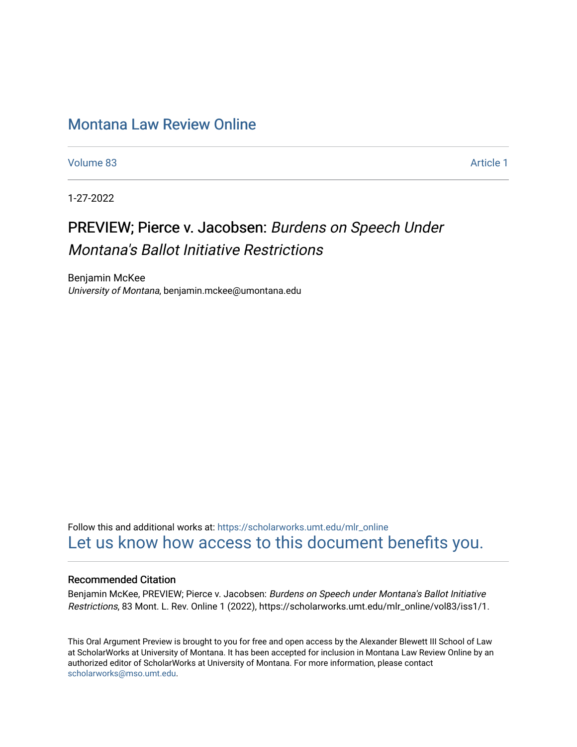# Montana Law Review Online

Volume 83 Article 1

1-27-2022

## PREVIEW; Pierce v. Jacobsen: *Burdens on Speech Under Montana's Ballot Initiative Restrictions*

Benjamin McKee
*University of Montana*, benjamin.mckee@umontana.edu

Follow this and additional works at: https://scholarworks.umt.edu/mlr_online

Let us know how access to this document benefits you.

### Recommended Citation

Benjamin McKee, PREVIEW; Pierce v. Jacobsen: *Burdens on Speech under Montana's Ballot Initiative Restrictions*, 83 Mont. L. Rev. Online 1 (2022), https://scholarworks.umt.edu/mlr_online/vol83/iss1/1.

This Oral Argument Preview is brought to you for free and open access by the Alexander Blewett III School of Law at ScholarWorks at University of Montana. It has been accepted for inclusion in Montana Law Review Online by an authorized editor of ScholarWorks at University of Montana. For more information, please contact scholarworks@mso.umt.edu.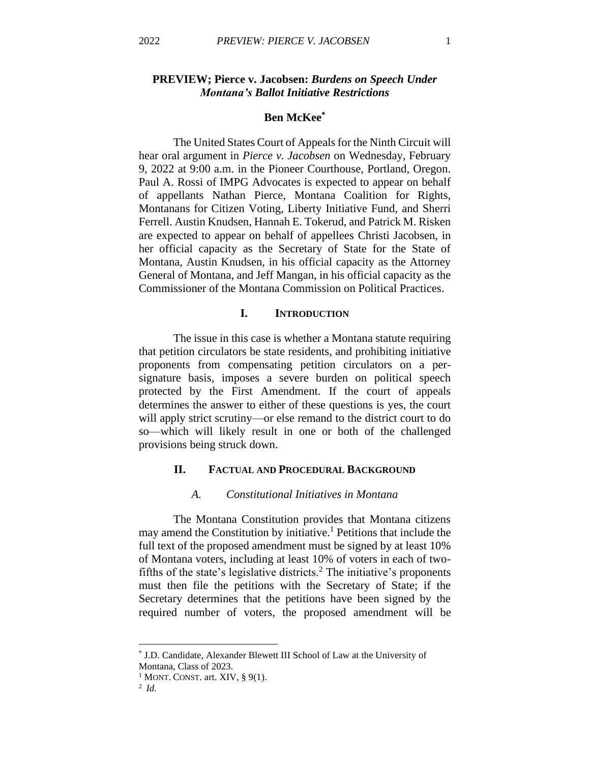# PREVIEW; Pierce v. Jacobsen: *Burdens on Speech Under Montana's Ballot Initiative Restrictions*

**Ben McKee**[*]

The United States Court of Appeals for the Ninth Circuit will hear oral argument in *Pierce v. Jacobsen* on Wednesday, February 9, 2022 at 9:00 a.m. in the Pioneer Courthouse, Portland, Oregon. Paul A. Rossi of IMPG Advocates is expected to appear on behalf of appellants Nathan Pierce, Montana Coalition for Rights, Montanans for Citizen Voting, Liberty Initiative Fund, and Sherri Ferrell. Austin Knudsen, Hannah E. Tokerud, and Patrick M. Risken are expected to appear on behalf of appellees Christi Jacobsen, in her official capacity as the Secretary of State for the State of Montana, Austin Knudsen, in his official capacity as the Attorney General of Montana, and Jeff Mangan, in his official capacity as the Commissioner of the Montana Commission on Political Practices.

## I. INTRODUCTION

The issue in this case is whether a Montana statute requiring that petition circulators be state residents, and prohibiting initiative proponents from compensating petition circulators on a per-signature basis, imposes a severe burden on political speech protected by the First Amendment. If the court of appeals determines the answer to either of these questions is yes, the court will apply strict scrutiny—or else remand to the district court to do so—which will likely result in one or both of the challenged provisions being struck down.

## II. FACTUAL AND PROCEDURAL BACKGROUND

### *A. Constitutional Initiatives in Montana*

The Montana Constitution provides that Montana citizens may amend the Constitution by initiative.[1] Petitions that include the full text of the proposed amendment must be signed by at least 10% of Montana voters, including at least 10% of voters in each of two-fifths of the state's legislative districts.[2] The initiative's proponents must then file the petitions with the Secretary of State; if the Secretary determines that the petitions have been signed by the required number of voters, the proposed amendment will be

---

[*] J.D. Candidate, Alexander Blewett III School of Law at the University of Montana, Class of 2023.

[1] MONT. CONST. art. XIV, § 9(1).

[2] *Id.*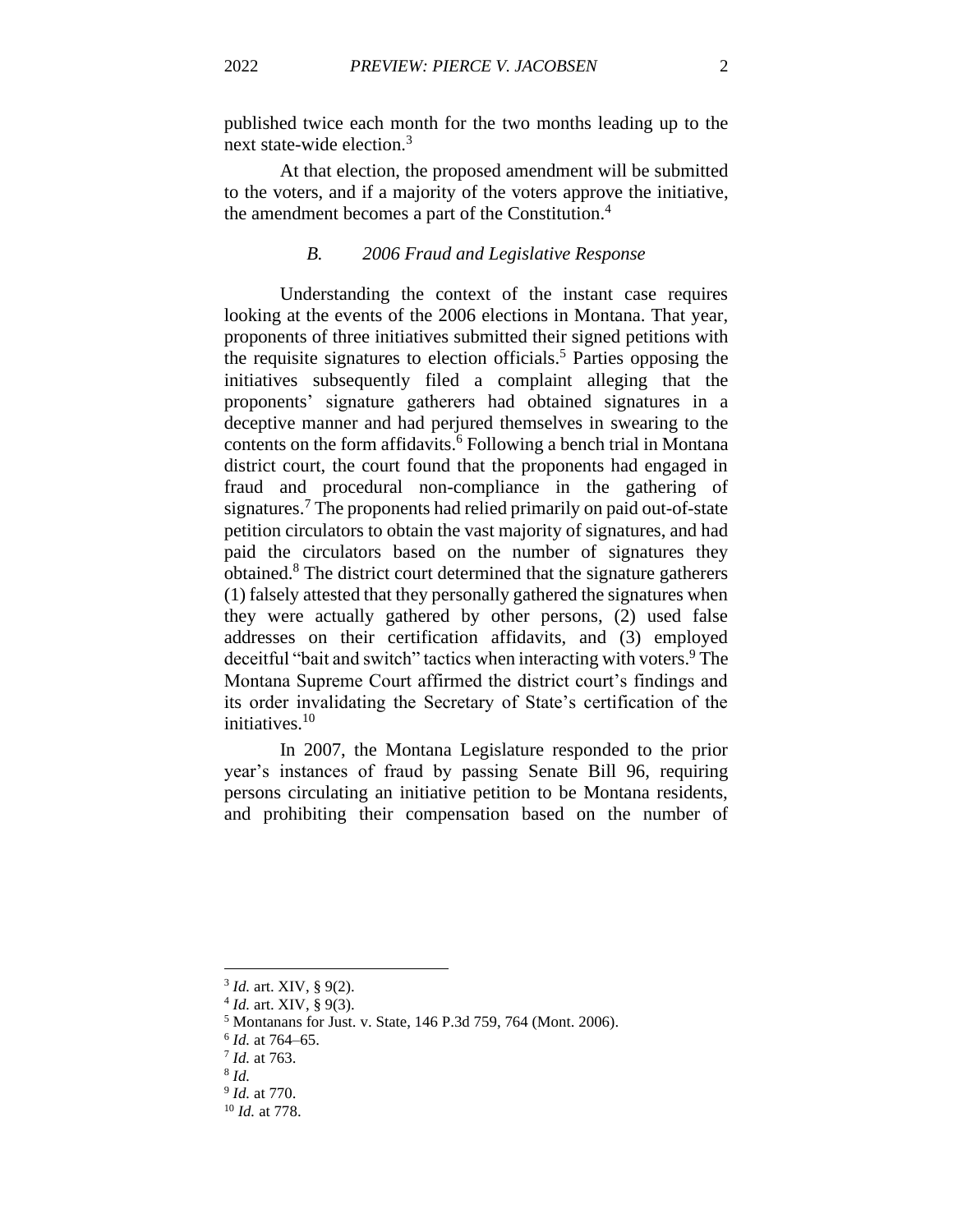published twice each month for the two months leading up to the next state-wide election.[3]

At that election, the proposed amendment will be submitted to the voters, and if a majority of the voters approve the initiative, the amendment becomes a part of the Constitution.[4]

### *B. 2006 Fraud and Legislative Response*

Understanding the context of the instant case requires looking at the events of the 2006 elections in Montana. That year, proponents of three initiatives submitted their signed petitions with the requisite signatures to election officials.[5] Parties opposing the initiatives subsequently filed a complaint alleging that the proponents' signature gatherers had obtained signatures in a deceptive manner and had perjured themselves in swearing to the contents on the form affidavits.[6] Following a bench trial in Montana district court, the court found that the proponents had engaged in fraud and procedural non-compliance in the gathering of signatures.[7] The proponents had relied primarily on paid out-of-state petition circulators to obtain the vast majority of signatures, and had paid the circulators based on the number of signatures they obtained.[8] The district court determined that the signature gatherers (1) falsely attested that they personally gathered the signatures when they were actually gathered by other persons, (2) used false addresses on their certification affidavits, and (3) employed deceitful "bait and switch" tactics when interacting with voters.[9] The Montana Supreme Court affirmed the district court's findings and its order invalidating the Secretary of State's certification of the initiatives.[10]

In 2007, the Montana Legislature responded to the prior year's instances of fraud by passing Senate Bill 96, requiring persons circulating an initiative petition to be Montana residents, and prohibiting their compensation based on the number of

---

[3] *Id.* art. XIV, § 9(2).

[4] *Id.* art. XIV, § 9(3).

[5] Montanans for Just. v. State, 146 P.3d 759, 764 (Mont. 2006).

[6] *Id.* at 764–65.

[7] *Id.* at 763.

[8] *Id.*

[9] *Id.* at 770.

[10] *Id.* at 778.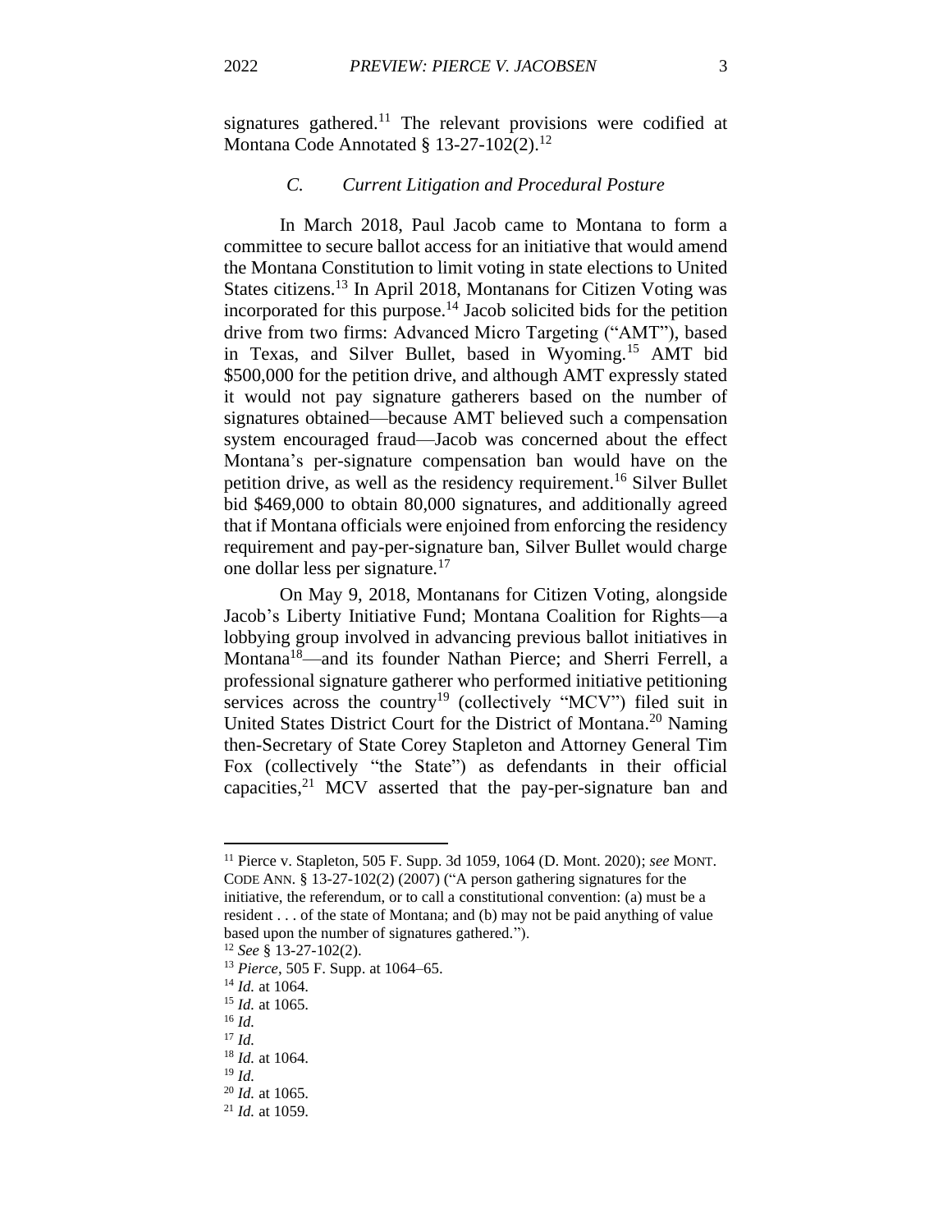signatures gathered.[11] The relevant provisions were codified at Montana Code Annotated § 13-27-102(2).[12]

### *C. Current Litigation and Procedural Posture*

In March 2018, Paul Jacob came to Montana to form a committee to secure ballot access for an initiative that would amend the Montana Constitution to limit voting in state elections to United States citizens.[13] In April 2018, Montanans for Citizen Voting was incorporated for this purpose.[14] Jacob solicited bids for the petition drive from two firms: Advanced Micro Targeting ("AMT"), based in Texas, and Silver Bullet, based in Wyoming.[15] AMT bid $500,000 for the petition drive, and although AMT expressly stated it would not pay signature gatherers based on the number of signatures obtained—because AMT believed such a compensation system encouraged fraud—Jacob was concerned about the effect Montana's per-signature compensation ban would have on the petition drive, as well as the residency requirement.[16] Silver Bullet bid $469,000 to obtain 80,000 signatures, and additionally agreed that if Montana officials were enjoined from enforcing the residency requirement and pay-per-signature ban, Silver Bullet would charge one dollar less per signature.[17]

On May 9, 2018, Montanans for Citizen Voting, alongside Jacob's Liberty Initiative Fund; Montana Coalition for Rights—a lobbying group involved in advancing previous ballot initiatives in Montana[18]—and its founder Nathan Pierce; and Sherri Ferrell, a professional signature gatherer who performed initiative petitioning services across the country[19] (collectively "MCV") filed suit in United States District Court for the District of Montana.[20] Naming then-Secretary of State Corey Stapleton and Attorney General Tim Fox (collectively "the State") as defendants in their official capacities,[21] MCV asserted that the pay-per-signature ban and

---

[11] Pierce v. Stapleton, 505 F. Supp. 3d 1059, 1064 (D. Mont. 2020); *see* MONT. CODE ANN. § 13-27-102(2) (2007) ("A person gathering signatures for the initiative, the referendum, or to call a constitutional convention: (a) must be a resident . . . of the state of Montana; and (b) may not be paid anything of value based upon the number of signatures gathered.").

[12] *See* § 13-27-102(2).

[13] *Pierce*, 505 F. Supp. at 1064–65.

[14] *Id.* at 1064.

[15] *Id.* at 1065.

[16] *Id.*

[17] *Id.*

[18] *Id.* at 1064.

[19] *Id.*

[20] *Id.* at 1065.

[21] *Id.* at 1059.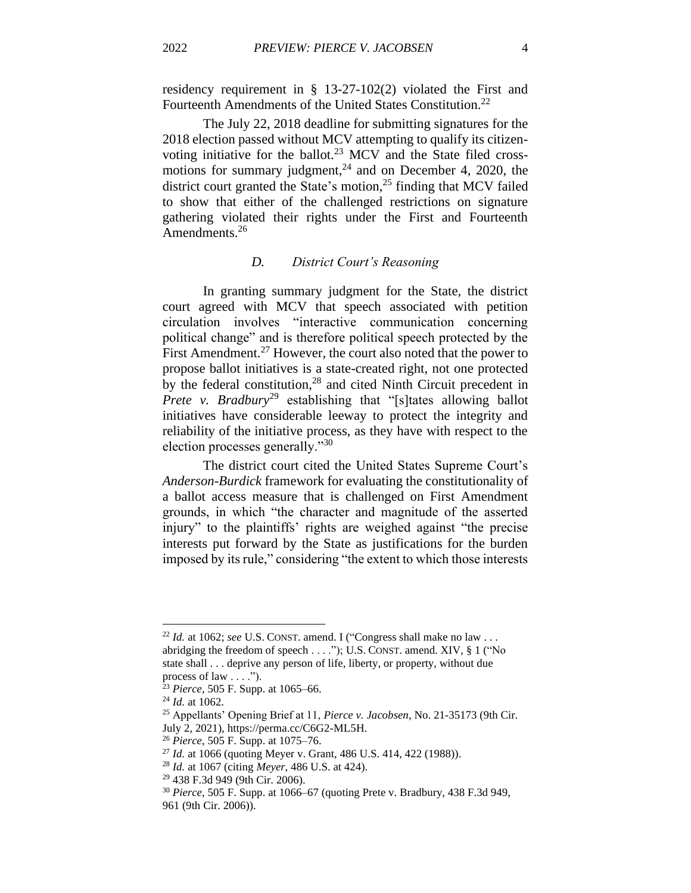residency requirement in § 13-27-102(2) violated the First and Fourteenth Amendments of the United States Constitution.[22]

The July 22, 2018 deadline for submitting signatures for the 2018 election passed without MCV attempting to qualify its citizen-voting initiative for the ballot.[23] MCV and the State filed cross-motions for summary judgment,[24] and on December 4, 2020, the district court granted the State's motion,[25] finding that MCV failed to show that either of the challenged restrictions on signature gathering violated their rights under the First and Fourteenth Amendments.[26]

### *D. District Court's Reasoning*

In granting summary judgment for the State, the district court agreed with MCV that speech associated with petition circulation involves "interactive communication concerning political change" and is therefore political speech protected by the First Amendment.[27] However, the court also noted that the power to propose ballot initiatives is a state-created right, not one protected by the federal constitution,[28] and cited Ninth Circuit precedent in *Prete v. Bradbury*[29] establishing that "[s]tates allowing ballot initiatives have considerable leeway to protect the integrity and reliability of the initiative process, as they have with respect to the election processes generally."[30]

The district court cited the United States Supreme Court's *Anderson-Burdick* framework for evaluating the constitutionality of a ballot access measure that is challenged on First Amendment grounds, in which "the character and magnitude of the asserted injury" to the plaintiffs' rights are weighed against "the precise interests put forward by the State as justifications for the burden imposed by its rule," considering "the extent to which those interests

---

[22] *Id.* at 1062; *see* U.S. CONST. amend. I ("Congress shall make no law . . . abridging the freedom of speech . . . ."); U.S. CONST. amend. XIV, § 1 ("No state shall . . . deprive any person of life, liberty, or property, without due process of law . . . .").

[23] *Pierce*, 505 F. Supp. at 1065–66.

[24] *Id.* at 1062.

[25] Appellants' Opening Brief at 11, *Pierce v. Jacobsen*, No. 21-35173 (9th Cir. July 2, 2021), https://perma.cc/C6G2-ML5H.

[26] *Pierce*, 505 F. Supp. at 1075–76.

[27] *Id.* at 1066 (quoting Meyer v. Grant, 486 U.S. 414, 422 (1988)).

[28] *Id.* at 1067 (citing *Meyer*, 486 U.S. at 424).

[29] 438 F.3d 949 (9th Cir. 2006).

[30] *Pierce*, 505 F. Supp. at 1066–67 (quoting Prete v. Bradbury, 438 F.3d 949, 961 (9th Cir. 2006)).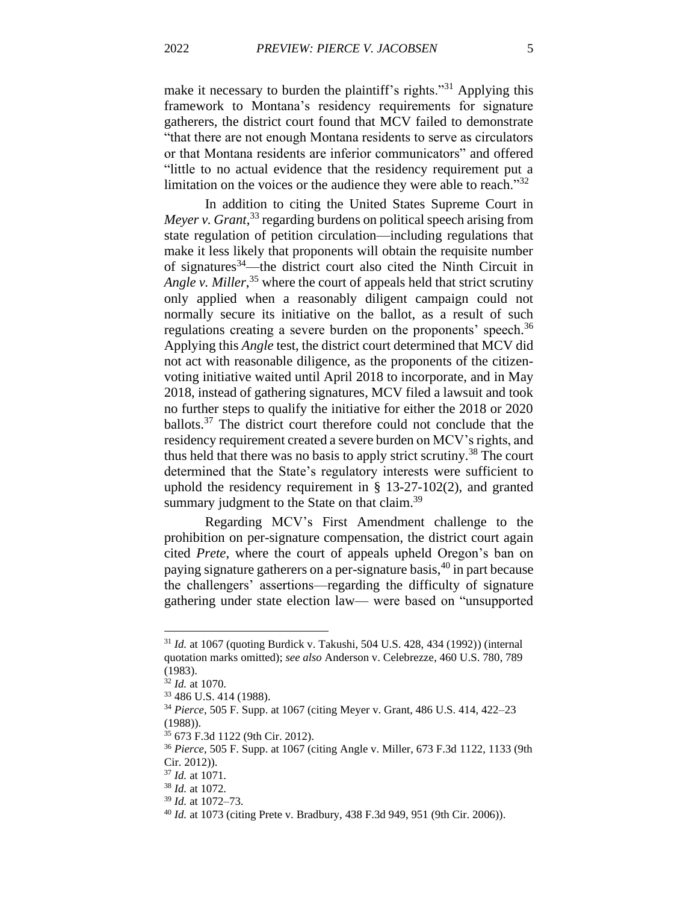make it necessary to burden the plaintiff's rights."[31] Applying this framework to Montana's residency requirements for signature gatherers, the district court found that MCV failed to demonstrate "that there are not enough Montana residents to serve as circulators or that Montana residents are inferior communicators" and offered "little to no actual evidence that the residency requirement put a limitation on the voices or the audience they were able to reach."[32]

In addition to citing the United States Supreme Court in *Meyer v. Grant*,[33] regarding burdens on political speech arising from state regulation of petition circulation—including regulations that make it less likely that proponents will obtain the requisite number of signatures[34]—the district court also cited the Ninth Circuit in *Angle v. Miller*,[35] where the court of appeals held that strict scrutiny only applied when a reasonably diligent campaign could not normally secure its initiative on the ballot, as a result of such regulations creating a severe burden on the proponents' speech.[36] Applying this *Angle* test, the district court determined that MCV did not act with reasonable diligence, as the proponents of the citizen-voting initiative waited until April 2018 to incorporate, and in May 2018, instead of gathering signatures, MCV filed a lawsuit and took no further steps to qualify the initiative for either the 2018 or 2020 ballots.[37] The district court therefore could not conclude that the residency requirement created a severe burden on MCV's rights, and thus held that there was no basis to apply strict scrutiny.[38] The court determined that the State's regulatory interests were sufficient to uphold the residency requirement in § 13-27-102(2), and granted summary judgment to the State on that claim.[39]

Regarding MCV's First Amendment challenge to the prohibition on per-signature compensation, the district court again cited *Prete*, where the court of appeals upheld Oregon's ban on paying signature gatherers on a per-signature basis,[40] in part because the challengers' assertions—regarding the difficulty of signature gathering under state election law— were based on "unsupported

---

[31] *Id.* at 1067 (quoting Burdick v. Takushi, 504 U.S. 428, 434 (1992)) (internal quotation marks omitted); *see also* Anderson v. Celebrezze, 460 U.S. 780, 789 (1983).

[32] *Id.* at 1070.

[33] 486 U.S. 414 (1988).

[34] *Pierce*, 505 F. Supp. at 1067 (citing Meyer v. Grant, 486 U.S. 414, 422–23 (1988)).

[35] 673 F.3d 1122 (9th Cir. 2012).

[36] *Pierce*, 505 F. Supp. at 1067 (citing Angle v. Miller, 673 F.3d 1122, 1133 (9th Cir. 2012)).

[37] *Id.* at 1071.

[38] *Id.* at 1072.

[39] *Id.* at 1072–73.

[40] *Id.* at 1073 (citing Prete v. Bradbury, 438 F.3d 949, 951 (9th Cir. 2006)).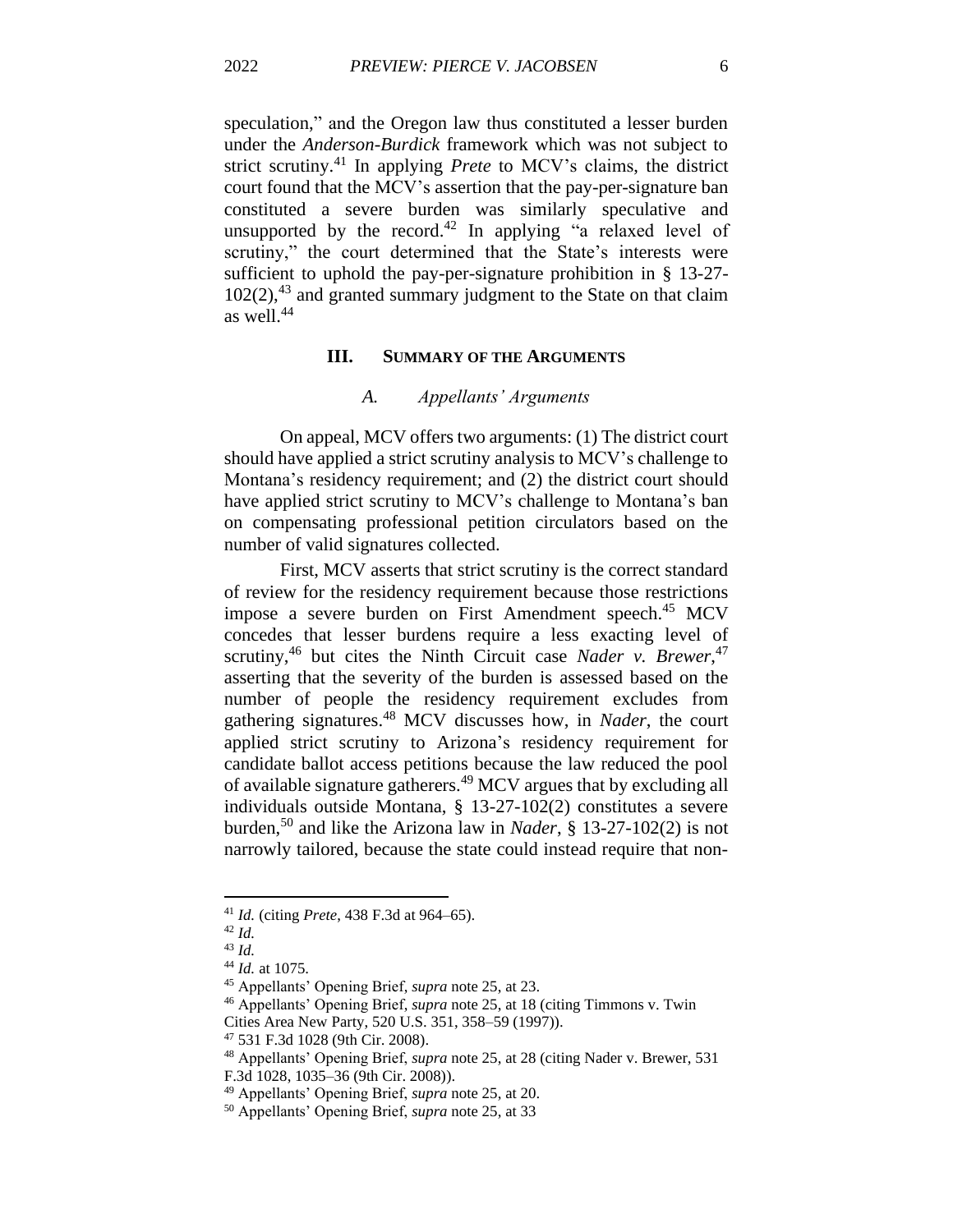speculation," and the Oregon law thus constituted a lesser burden under the *Anderson-Burdick* framework which was not subject to strict scrutiny.[41] In applying *Prete* to MCV's claims, the district court found that the MCV's assertion that the pay-per-signature ban constituted a severe burden was similarly speculative and unsupported by the record.[42] In applying "a relaxed level of scrutiny," the court determined that the State's interests were sufficient to uphold the pay-per-signature prohibition in § 13-27-102(2),[43] and granted summary judgment to the State on that claim as well.[44]

## III. Summary of the Arguments

### *A. Appellants' Arguments*

On appeal, MCV offers two arguments: (1) The district court should have applied a strict scrutiny analysis to MCV's challenge to Montana's residency requirement; and (2) the district court should have applied strict scrutiny to MCV's challenge to Montana's ban on compensating professional petition circulators based on the number of valid signatures collected.

First, MCV asserts that strict scrutiny is the correct standard of review for the residency requirement because those restrictions impose a severe burden on First Amendment speech.[45] MCV concedes that lesser burdens require a less exacting level of scrutiny,[46] but cites the Ninth Circuit case *Nader v. Brewer*,[47] asserting that the severity of the burden is assessed based on the number of people the residency requirement excludes from gathering signatures.[48] MCV discusses how, in *Nader*, the court applied strict scrutiny to Arizona's residency requirement for candidate ballot access petitions because the law reduced the pool of available signature gatherers.[49] MCV argues that by excluding all individuals outside Montana, § 13-27-102(2) constitutes a severe burden,[50] and like the Arizona law in *Nader*, § 13-27-102(2) is not narrowly tailored, because the state could instead require that non-

---

[41] *Id.* (citing *Prete*, 438 F.3d at 964–65).
[42] *Id.*
[43] *Id.*
[44] *Id.* at 1075.
[45] Appellants' Opening Brief, *supra* note 25, at 23.
[46] Appellants' Opening Brief, *supra* note 25, at 18 (citing Timmons v. Twin Cities Area New Party, 520 U.S. 351, 358–59 (1997)).
[47] 531 F.3d 1028 (9th Cir. 2008).
[48] Appellants' Opening Brief, *supra* note 25, at 28 (citing Nader v. Brewer, 531 F.3d 1028, 1035–36 (9th Cir. 2008)).
[49] Appellants' Opening Brief, *supra* note 25, at 20.
[50] Appellants' Opening Brief, *supra* note 25, at 33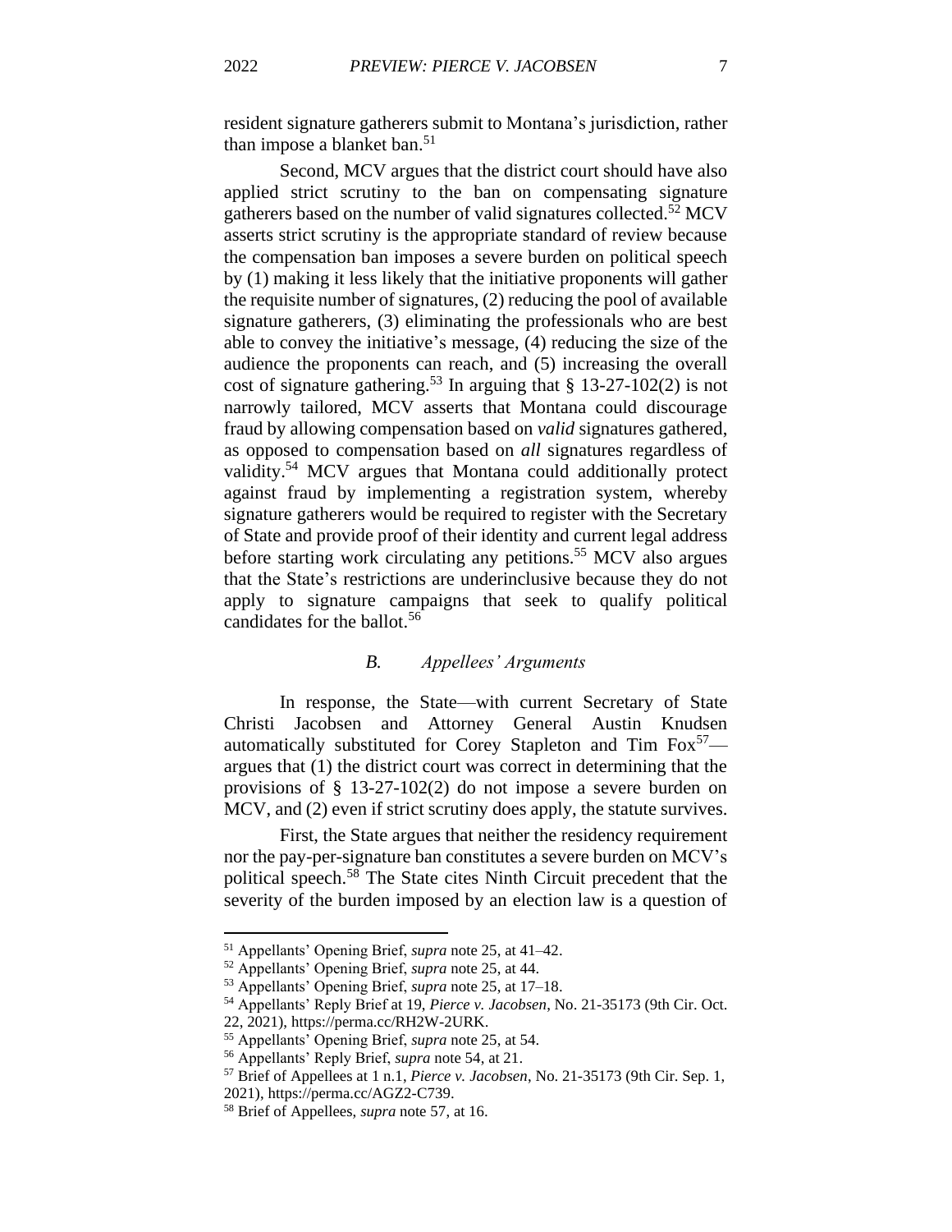resident signature gatherers submit to Montana's jurisdiction, rather than impose a blanket ban.[51]

Second, MCV argues that the district court should have also applied strict scrutiny to the ban on compensating signature gatherers based on the number of valid signatures collected.[52] MCV asserts strict scrutiny is the appropriate standard of review because the compensation ban imposes a severe burden on political speech by (1) making it less likely that the initiative proponents will gather the requisite number of signatures, (2) reducing the pool of available signature gatherers, (3) eliminating the professionals who are best able to convey the initiative's message, (4) reducing the size of the audience the proponents can reach, and (5) increasing the overall cost of signature gathering.[53] In arguing that § 13-27-102(2) is not narrowly tailored, MCV asserts that Montana could discourage fraud by allowing compensation based on *valid* signatures gathered, as opposed to compensation based on *all* signatures regardless of validity.[54] MCV argues that Montana could additionally protect against fraud by implementing a registration system, whereby signature gatherers would be required to register with the Secretary of State and provide proof of their identity and current legal address before starting work circulating any petitions.[55] MCV also argues that the State's restrictions are underinclusive because they do not apply to signature campaigns that seek to qualify political candidates for the ballot.[56]

### *B. Appellees' Arguments*

In response, the State—with current Secretary of State Christi Jacobsen and Attorney General Austin Knudsen automatically substituted for Corey Stapleton and Tim Fox[57]—argues that (1) the district court was correct in determining that the provisions of § 13-27-102(2) do not impose a severe burden on MCV, and (2) even if strict scrutiny does apply, the statute survives.

First, the State argues that neither the residency requirement nor the pay-per-signature ban constitutes a severe burden on MCV's political speech.[58] The State cites Ninth Circuit precedent that the severity of the burden imposed by an election law is a question of

---

[51] Appellants' Opening Brief, *supra* note 25, at 41–42.

[52] Appellants' Opening Brief, *supra* note 25, at 44.

[53] Appellants' Opening Brief, *supra* note 25, at 17–18.

[54] Appellants' Reply Brief at 19, *Pierce v. Jacobsen*, No. 21-35173 (9th Cir. Oct. 22, 2021), https://perma.cc/RH2W-2URK.

[55] Appellants' Opening Brief, *supra* note 25, at 54.

[56] Appellants' Reply Brief, *supra* note 54, at 21.

[57] Brief of Appellees at 1 n.1, *Pierce v. Jacobsen*, No. 21-35173 (9th Cir. Sep. 1, 2021), https://perma.cc/AGZ2-C739.

[58] Brief of Appellees, *supra* note 57, at 16.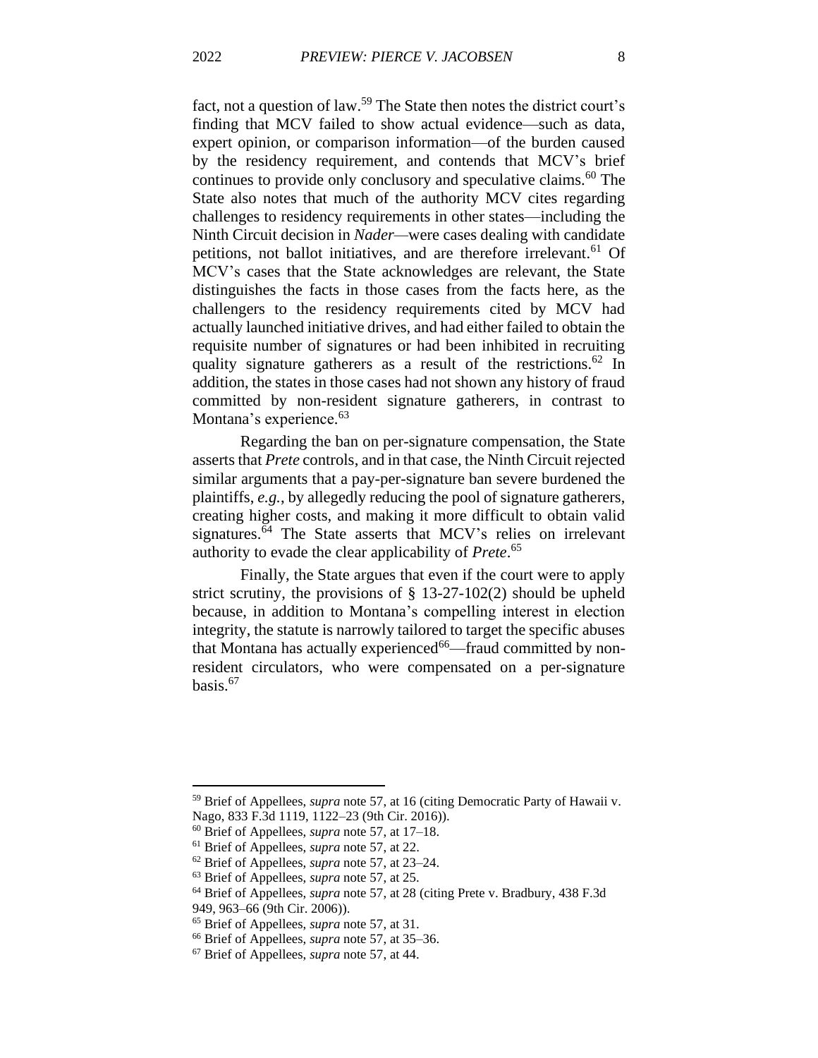fact, not a question of law.[59] The State then notes the district court's finding that MCV failed to show actual evidence—such as data, expert opinion, or comparison information—of the burden caused by the residency requirement, and contends that MCV's brief continues to provide only conclusory and speculative claims.[60] The State also notes that much of the authority MCV cites regarding challenges to residency requirements in other states—including the Ninth Circuit decision in *Nader*—were cases dealing with candidate petitions, not ballot initiatives, and are therefore irrelevant.[61] Of MCV's cases that the State acknowledges are relevant, the State distinguishes the facts in those cases from the facts here, as the challengers to the residency requirements cited by MCV had actually launched initiative drives, and had either failed to obtain the requisite number of signatures or had been inhibited in recruiting quality signature gatherers as a result of the restrictions.[62] In addition, the states in those cases had not shown any history of fraud committed by non-resident signature gatherers, in contrast to Montana's experience.[63]

Regarding the ban on per-signature compensation, the State asserts that *Prete* controls, and in that case, the Ninth Circuit rejected similar arguments that a pay-per-signature ban severe burdened the plaintiffs, *e.g.*, by allegedly reducing the pool of signature gatherers, creating higher costs, and making it more difficult to obtain valid signatures.[64] The State asserts that MCV's relies on irrelevant authority to evade the clear applicability of *Prete*.[65]

Finally, the State argues that even if the court were to apply strict scrutiny, the provisions of § 13-27-102(2) should be upheld because, in addition to Montana's compelling interest in election integrity, the statute is narrowly tailored to target the specific abuses that Montana has actually experienced[66]—fraud committed by non-resident circulators, who were compensated on a per-signature basis.[67]

---

[59] Brief of Appellees, *supra* note 57, at 16 (citing Democratic Party of Hawaii v. Nago, 833 F.3d 1119, 1122–23 (9th Cir. 2016)).

[60] Brief of Appellees, *supra* note 57, at 17–18.

[61] Brief of Appellees, *supra* note 57, at 22.

[62] Brief of Appellees, *supra* note 57, at 23–24.

[63] Brief of Appellees, *supra* note 57, at 25.

[64] Brief of Appellees, *supra* note 57, at 28 (citing Prete v. Bradbury, 438 F.3d 949, 963–66 (9th Cir. 2006)).

[65] Brief of Appellees, *supra* note 57, at 31.

[66] Brief of Appellees, *supra* note 57, at 35–36.

[67] Brief of Appellees, *supra* note 57, at 44.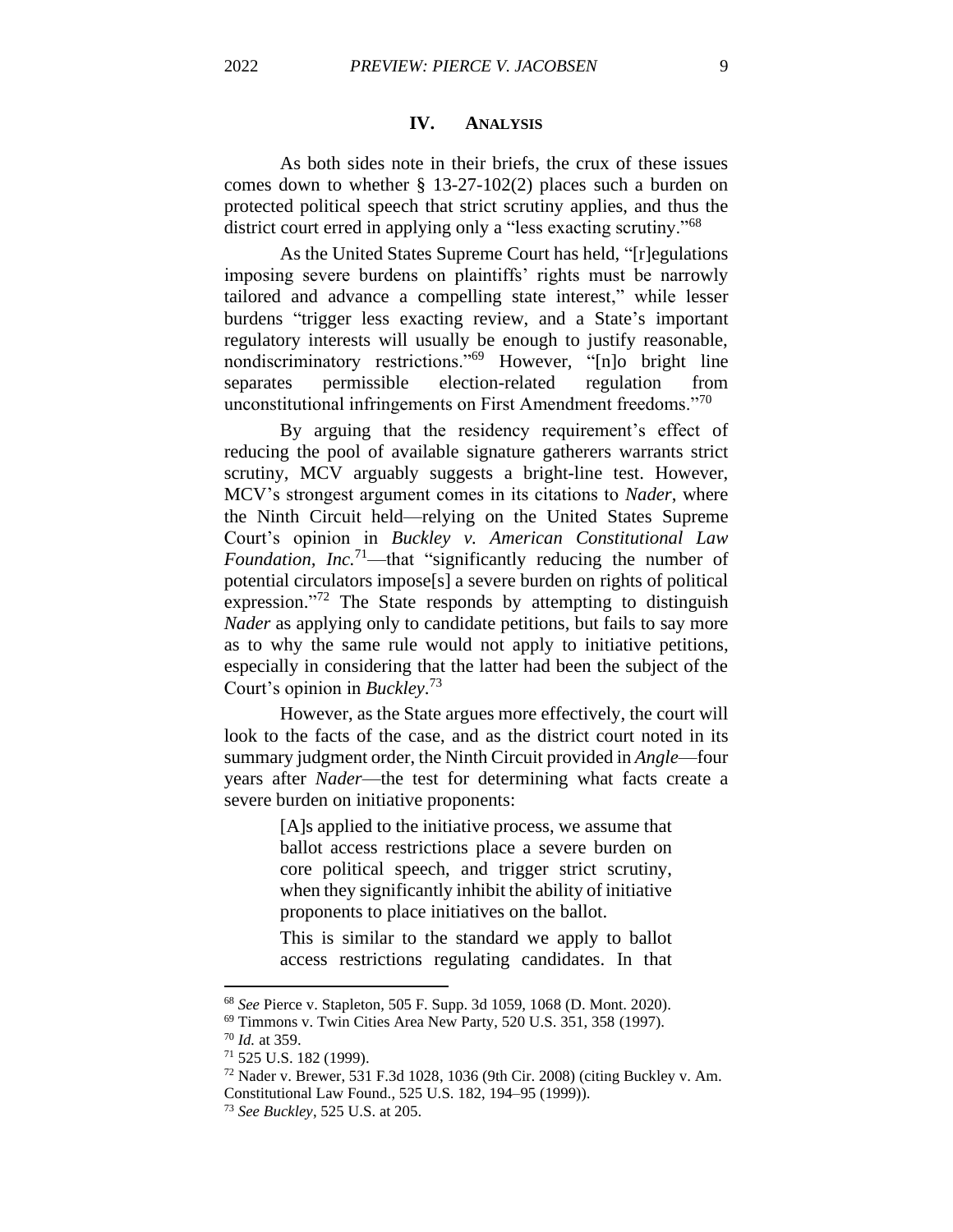## IV. ANALYSIS

As both sides note in their briefs, the crux of these issues comes down to whether § 13-27-102(2) places such a burden on protected political speech that strict scrutiny applies, and thus the district court erred in applying only a "less exacting scrutiny."[68]

As the United States Supreme Court has held, "[r]egulations imposing severe burdens on plaintiffs' rights must be narrowly tailored and advance a compelling state interest," while lesser burdens "trigger less exacting review, and a State's important regulatory interests will usually be enough to justify reasonable, nondiscriminatory restrictions."[69] However, "[n]o bright line separates permissible election-related regulation from unconstitutional infringements on First Amendment freedoms."[70]

By arguing that the residency requirement's effect of reducing the pool of available signature gatherers warrants strict scrutiny, MCV arguably suggests a bright-line test. However, MCV's strongest argument comes in its citations to *Nader*, where the Ninth Circuit held—relying on the United States Supreme Court's opinion in *Buckley v. American Constitutional Law Foundation, Inc.*[71]—that "significantly reducing the number of potential circulators impose[s] a severe burden on rights of political expression."[72] The State responds by attempting to distinguish *Nader* as applying only to candidate petitions, but fails to say more as to why the same rule would not apply to initiative petitions, especially in considering that the latter had been the subject of the Court's opinion in *Buckley*.[73]

However, as the State argues more effectively, the court will look to the facts of the case, and as the district court noted in its summary judgment order, the Ninth Circuit provided in *Angle*—four years after *Nader*—the test for determining what facts create a severe burden on initiative proponents:

> [A]s applied to the initiative process, we assume that ballot access restrictions place a severe burden on core political speech, and trigger strict scrutiny, when they significantly inhibit the ability of initiative proponents to place initiatives on the ballot.
>
> This is similar to the standard we apply to ballot access restrictions regulating candidates. In that

---

[68] *See* Pierce v. Stapleton, 505 F. Supp. 3d 1059, 1068 (D. Mont. 2020).

[69] Timmons v. Twin Cities Area New Party, 520 U.S. 351, 358 (1997).

[70] *Id.* at 359.

[71] 525 U.S. 182 (1999).

[72] Nader v. Brewer, 531 F.3d 1028, 1036 (9th Cir. 2008) (citing Buckley v. Am. Constitutional Law Found., 525 U.S. 182, 194–95 (1999)).

[73] *See Buckley*, 525 U.S. at 205.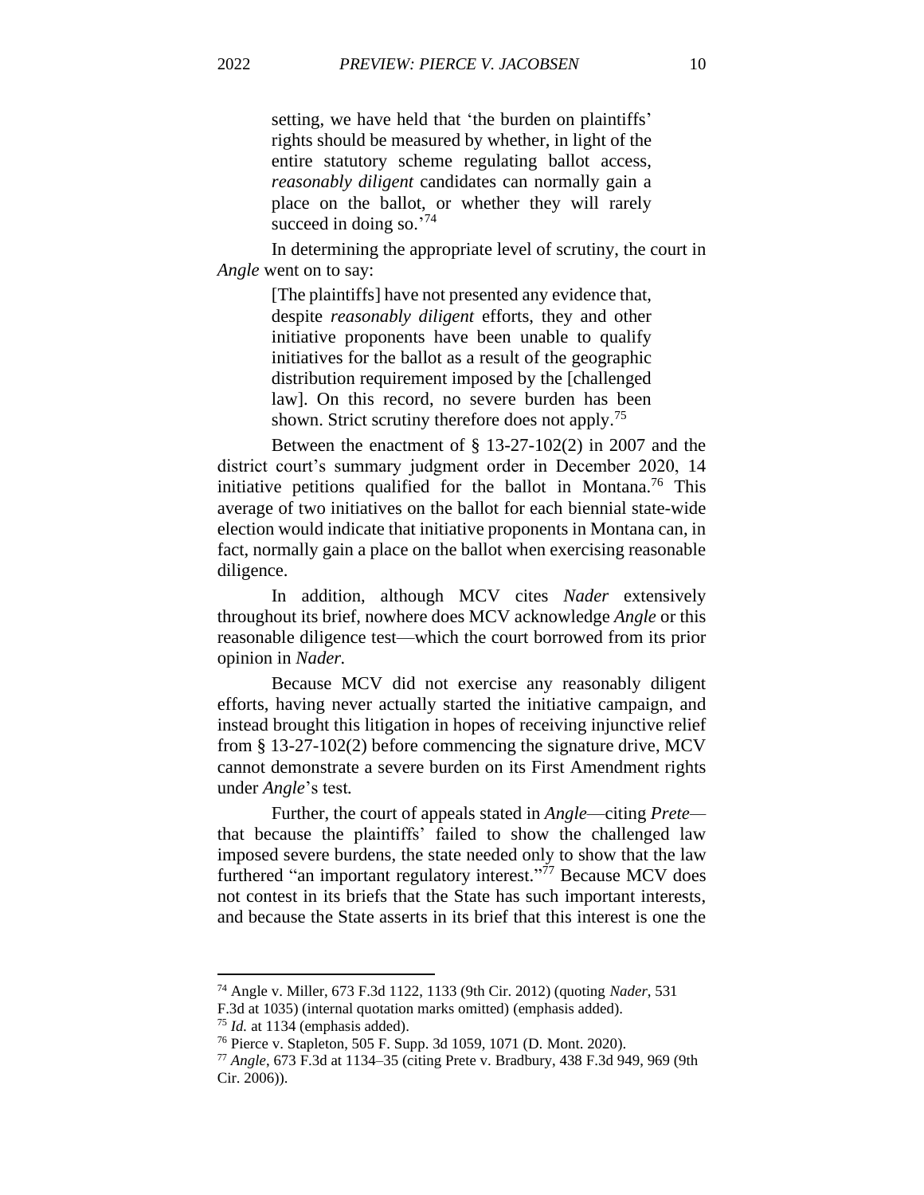> setting, we have held that 'the burden on plaintiffs' rights should be measured by whether, in light of the entire statutory scheme regulating ballot access, *reasonably diligent* candidates can normally gain a place on the ballot, or whether they will rarely succeed in doing so.'[74]

In determining the appropriate level of scrutiny, the court in *Angle* went on to say:

> [The plaintiffs] have not presented any evidence that, despite *reasonably diligent* efforts, they and other initiative proponents have been unable to qualify initiatives for the ballot as a result of the geographic distribution requirement imposed by the [challenged law]. On this record, no severe burden has been shown. Strict scrutiny therefore does not apply.[75]

Between the enactment of § 13-27-102(2) in 2007 and the district court's summary judgment order in December 2020, 14 initiative petitions qualified for the ballot in Montana.[76] This average of two initiatives on the ballot for each biennial state-wide election would indicate that initiative proponents in Montana can, in fact, normally gain a place on the ballot when exercising reasonable diligence.

In addition, although MCV cites *Nader* extensively throughout its brief, nowhere does MCV acknowledge *Angle* or this reasonable diligence test—which the court borrowed from its prior opinion in *Nader.*

Because MCV did not exercise any reasonably diligent efforts, having never actually started the initiative campaign, and instead brought this litigation in hopes of receiving injunctive relief from § 13-27-102(2) before commencing the signature drive, MCV cannot demonstrate a severe burden on its First Amendment rights under *Angle*'s test*.*

Further, the court of appeals stated in *Angle*—citing *Prete*—that because the plaintiffs' failed to show the challenged law imposed severe burdens, the state needed only to show that the law furthered "an important regulatory interest."[77] Because MCV does not contest in its briefs that the State has such important interests, and because the State asserts in its brief that this interest is one the

---

[74] Angle v. Miller, 673 F.3d 1122, 1133 (9th Cir. 2012) (quoting *Nader*, 531 F.3d at 1035) (internal quotation marks omitted) (emphasis added).

[75] *Id.* at 1134 (emphasis added).

[76] Pierce v. Stapleton, 505 F. Supp. 3d 1059, 1071 (D. Mont. 2020).

[77] *Angle*, 673 F.3d at 1134–35 (citing Prete v. Bradbury, 438 F.3d 949, 969 (9th Cir. 2006)).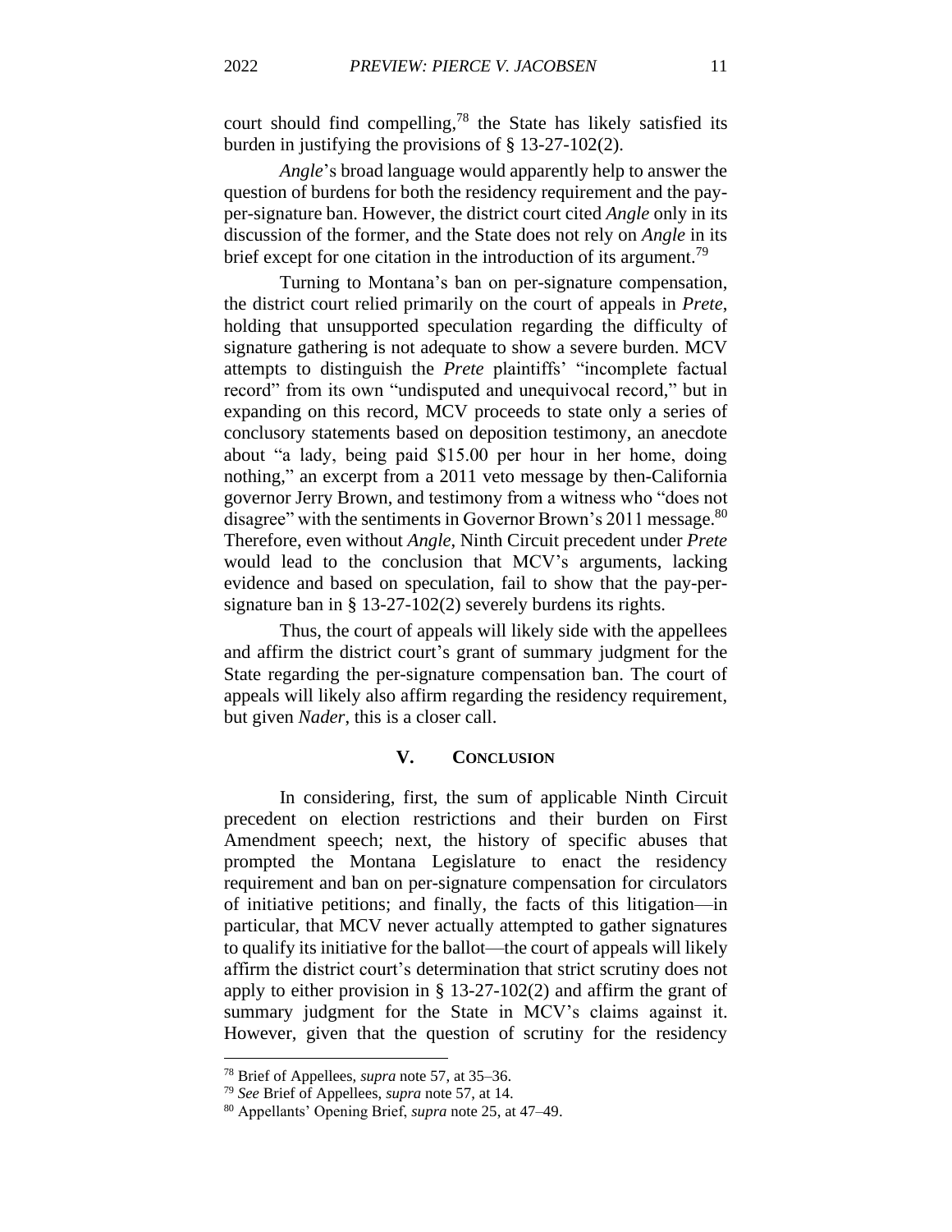court should find compelling,[78] the State has likely satisfied its burden in justifying the provisions of § 13-27-102(2).

*Angle*'s broad language would apparently help to answer the question of burdens for both the residency requirement and the pay-per-signature ban. However, the district court cited *Angle* only in its discussion of the former, and the State does not rely on *Angle* in its brief except for one citation in the introduction of its argument.[79]

Turning to Montana's ban on per-signature compensation, the district court relied primarily on the court of appeals in *Prete*, holding that unsupported speculation regarding the difficulty of signature gathering is not adequate to show a severe burden. MCV attempts to distinguish the *Prete* plaintiffs' "incomplete factual record" from its own "undisputed and unequivocal record," but in expanding on this record, MCV proceeds to state only a series of conclusory statements based on deposition testimony, an anecdote about "a lady, being paid $15.00 per hour in her home, doing nothing," an excerpt from a 2011 veto message by then-California governor Jerry Brown, and testimony from a witness who "does not disagree" with the sentiments in Governor Brown's 2011 message.[80] Therefore, even without *Angle*, Ninth Circuit precedent under *Prete* would lead to the conclusion that MCV's arguments, lacking evidence and based on speculation, fail to show that the pay-per-signature ban in § 13-27-102(2) severely burdens its rights.

Thus, the court of appeals will likely side with the appellees and affirm the district court's grant of summary judgment for the State regarding the per-signature compensation ban. The court of appeals will likely also affirm regarding the residency requirement, but given *Nader*, this is a closer call.

## V. Conclusion

In considering, first, the sum of applicable Ninth Circuit precedent on election restrictions and their burden on First Amendment speech; next, the history of specific abuses that prompted the Montana Legislature to enact the residency requirement and ban on per-signature compensation for circulators of initiative petitions; and finally, the facts of this litigation—in particular, that MCV never actually attempted to gather signatures to qualify its initiative for the ballot—the court of appeals will likely affirm the district court's determination that strict scrutiny does not apply to either provision in § 13-27-102(2) and affirm the grant of summary judgment for the State in MCV's claims against it. However, given that the question of scrutiny for the residency

---

[78] Brief of Appellees, *supra* note 57, at 35–36.

[79] *See* Brief of Appellees, *supra* note 57, at 14.

[80] Appellants' Opening Brief, *supra* note 25, at 47–49.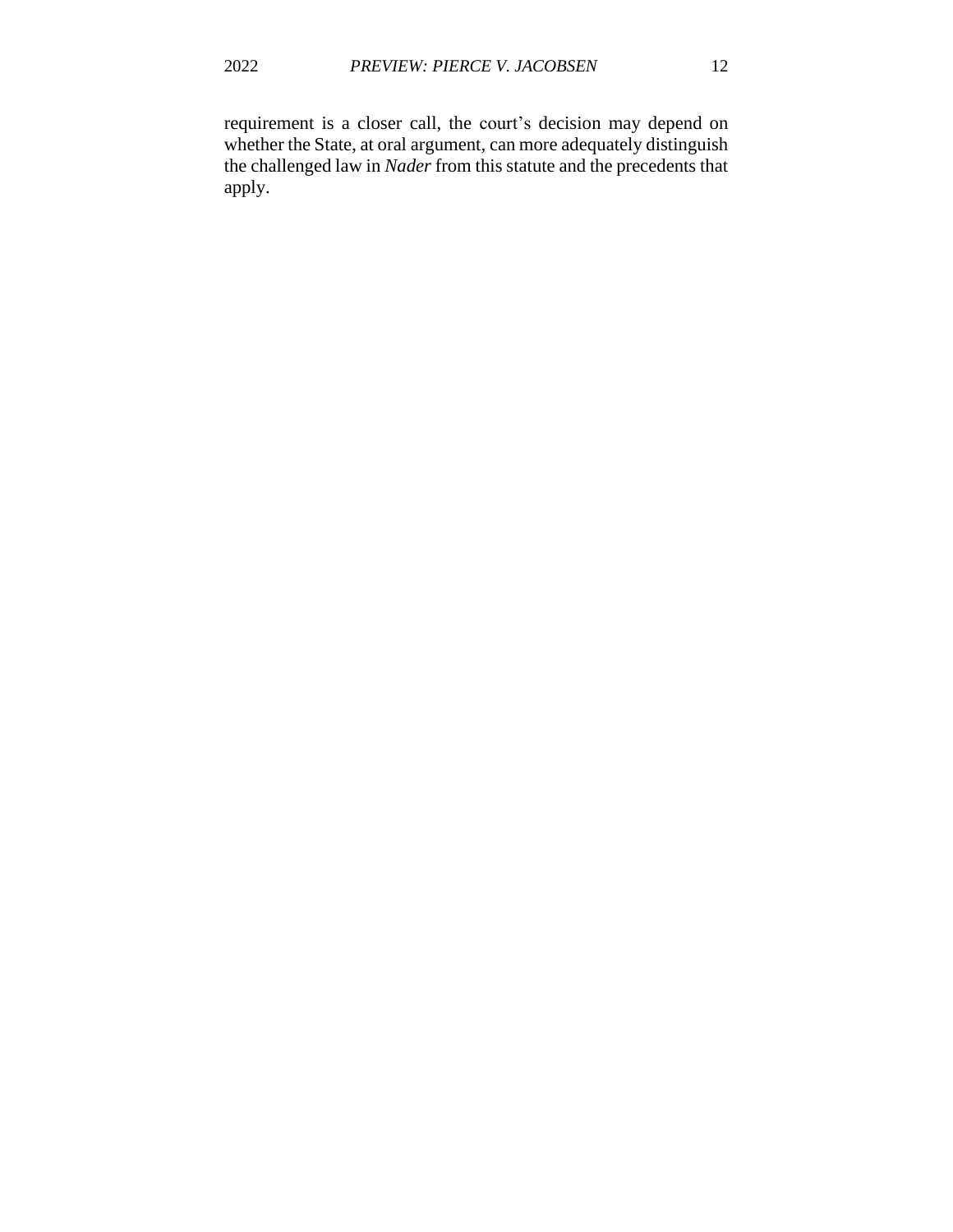requirement is a closer call, the court's decision may depend on whether the State, at oral argument, can more adequately distinguish the challenged law in *Nader* from this statute and the precedents that apply.